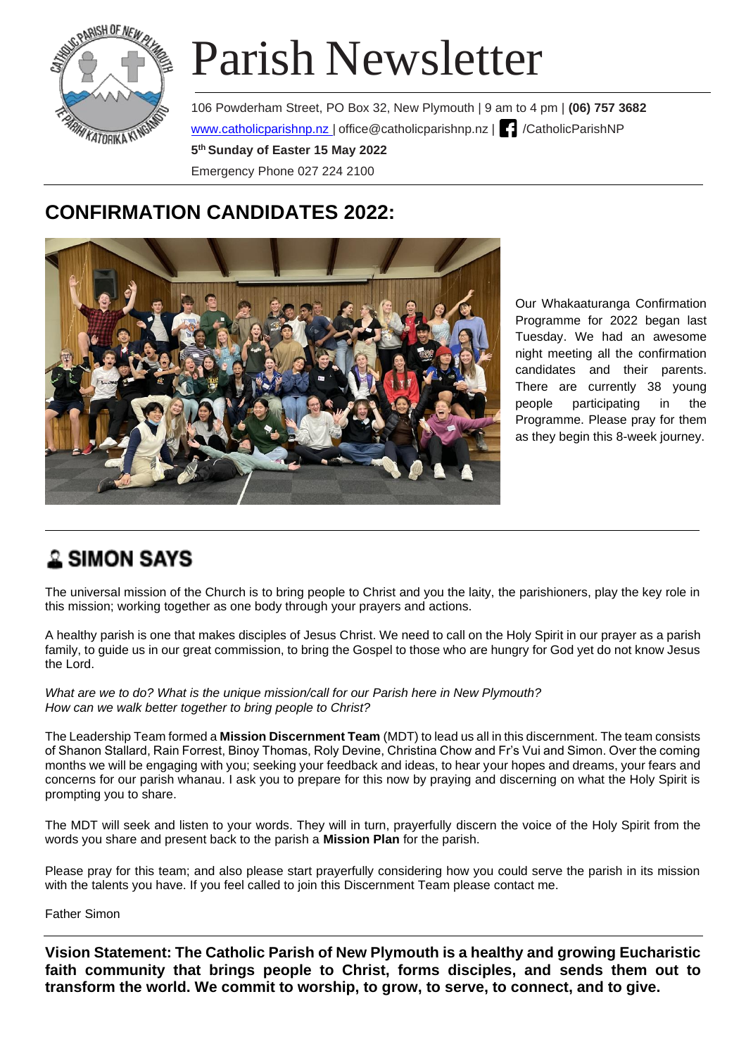# Parish Newsletter

106 Powderham Street, PO Box 32, New Plymouth | 9 am to 4 pm | **(06) 757 3682**
www.catholicparishnp.nz | office@catholicparishnp.nz | /CatholicParishNP
**5th Sunday of Easter 15 May 2022**
Emergency Phone 027 224 2100

## CONFIRMATION CANDIDATES 2022:

Our Whakaaturanga Confirmation Programme for 2022 began last Tuesday. We had an awesome night meeting all the confirmation candidates and their parents. There are currently 38 young people participating in the Programme. Please pray for them as they begin this 8-week journey.

## SIMON SAYS

The universal mission of the Church is to bring people to Christ and you the laity, the parishioners, play the key role in this mission; working together as one body through your prayers and actions.

A healthy parish is one that makes disciples of Jesus Christ. We need to call on the Holy Spirit in our prayer as a parish family, to guide us in our great commission, to bring the Gospel to those who are hungry for God yet do not know Jesus the Lord.

*What are we to do? What is the unique mission/call for our Parish here in New Plymouth?*
*How can we walk better together to bring people to Christ?*

The Leadership Team formed a **Mission Discernment Team** (MDT) to lead us all in this discernment. The team consists of Shanon Stallard, Rain Forrest, Binoy Thomas, Roly Devine, Christina Chow and Fr's Vui and Simon. Over the coming months we will be engaging with you; seeking your feedback and ideas, to hear your hopes and dreams, your fears and concerns for our parish whanau. I ask you to prepare for this now by praying and discerning on what the Holy Spirit is prompting you to share.

The MDT will seek and listen to your words. They will in turn, prayerfully discern the voice of the Holy Spirit from the words you share and present back to the parish a **Mission Plan** for the parish.

Please pray for this team; and also please start prayerfully considering how you could serve the parish in its mission with the talents you have. If you feel called to join this Discernment Team please contact me.

Father Simon

**Vision Statement: The Catholic Parish of New Plymouth is a healthy and growing Eucharistic faith community that brings people to Christ, forms disciples, and sends them out to transform the world. We commit to worship, to grow, to serve, to connect, and to give.**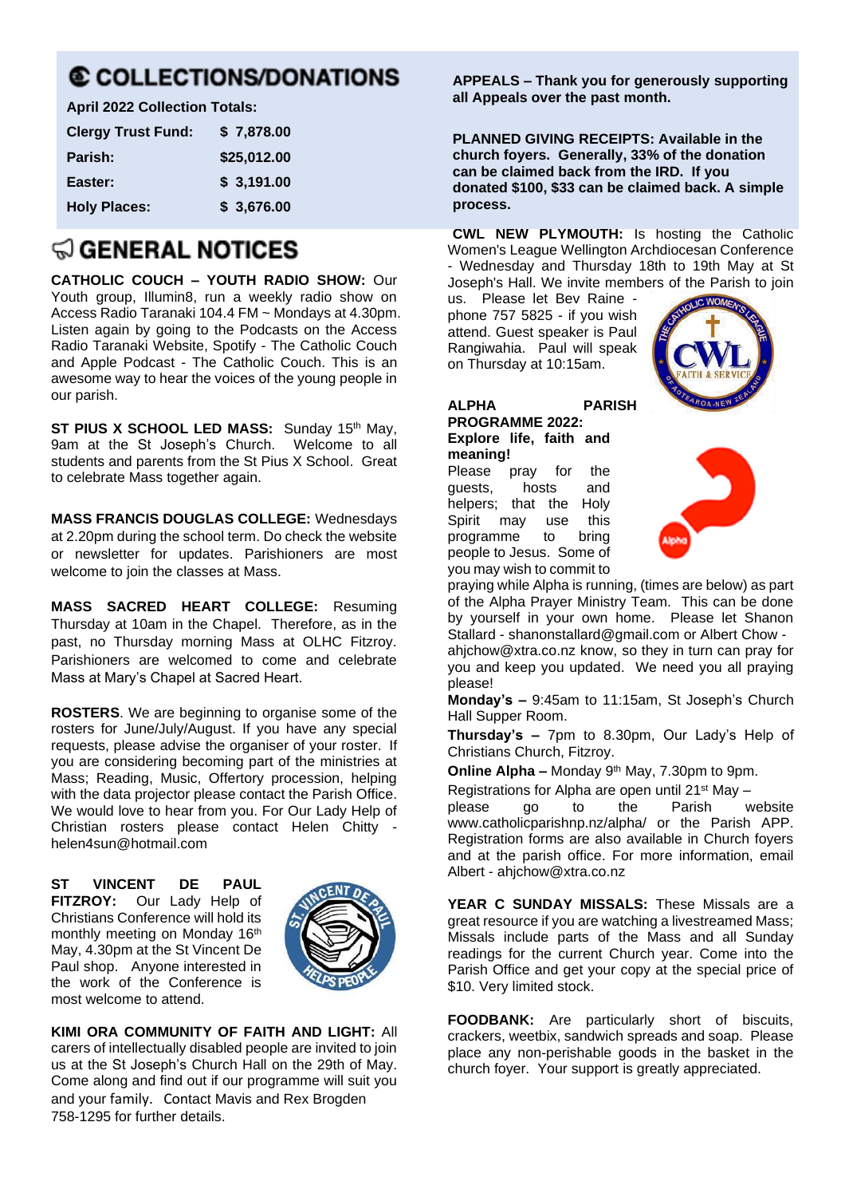## COLLECTIONS/DONATIONS

**April 2022 Collection Totals:**

| | |
|---|---|
| **Clergy Trust Fund:** | **$ 7,878.00** |
| **Parish:** | **$25,012.00** |
| **Easter:** | **$ 3,191.00** |
| **Holy Places:** | **$ 3,676.00** |

**APPEALS – Thank you for generously supporting all Appeals over the past month.**

**PLANNED GIVING RECEIPTS: Available in the church foyers. Generally, 33% of the donation can be claimed back from the IRD. If you donated $100, $33 can be claimed back. A simple process.**

## GENERAL NOTICES

**CATHOLIC COUCH – YOUTH RADIO SHOW:** Our Youth group, Illumin8, run a weekly radio show on Access Radio Taranaki 104.4 FM ~ Mondays at 4.30pm. Listen again by going to the Podcasts on the Access Radio Taranaki Website, Spotify - The Catholic Couch and Apple Podcast - The Catholic Couch. This is an awesome way to hear the voices of the young people in our parish.

**ST PIUS X SCHOOL LED MASS:** Sunday 15th May, 9am at the St Joseph's Church. Welcome to all students and parents from the St Pius X School. Great to celebrate Mass together again.

**MASS FRANCIS DOUGLAS COLLEGE:** Wednesdays at 2.20pm during the school term. Do check the website or newsletter for updates. Parishioners are most welcome to join the classes at Mass.

**MASS SACRED HEART COLLEGE:** Resuming Thursday at 10am in the Chapel. Therefore, as in the past, no Thursday morning Mass at OLHC Fitzroy. Parishioners are welcomed to come and celebrate Mass at Mary's Chapel at Sacred Heart.

**ROSTERS**. We are beginning to organise some of the rosters for June/July/August. If you have any special requests, please advise the organiser of your roster. If you are considering becoming part of the ministries at Mass; Reading, Music, Offertory procession, helping with the data projector please contact the Parish Office. We would love to hear from you. For Our Lady Help of Christian rosters please contact Helen Chitty - helen4sun@hotmail.com

**ST VINCENT DE PAUL FITZROY:** Our Lady Help of Christians Conference will hold its monthly meeting on Monday 16th May, 4.30pm at the St Vincent De Paul shop. Anyone interested in the work of the Conference is most welcome to attend.

**KIMI ORA COMMUNITY OF FAITH AND LIGHT:** All carers of intellectually disabled people are invited to join us at the St Joseph's Church Hall on the 29th of May. Come along and find out if our programme will suit you and your family. Contact Mavis and Rex Brogden 758-1295 for further details.

**CWL NEW PLYMOUTH:** Is hosting the Catholic Women's League Wellington Archdiocesan Conference - Wednesday and Thursday 18th to 19th May at St Joseph's Hall. We invite members of the Parish to join us. Please let Bev Raine - phone 757 5825 - if you wish attend. Guest speaker is Paul Rangiwahia. Paul will speak on Thursday at 10:15am.

**ALPHA PARISH PROGRAMME 2022: Explore life, faith and meaning!**

Please pray for the guests, hosts and helpers; that the Holy Spirit may use this programme to bring people to Jesus. Some of you may wish to commit to praying while Alpha is running, (times are below) as part of the Alpha Prayer Ministry Team. This can be done by yourself in your own home. Please let Shanon Stallard - shanonstallard@gmail.com or Albert Chow - ahjchow@xtra.co.nz know, so they in turn can pray for you and keep you updated. We need you all praying please!

**Monday's –** 9:45am to 11:15am, St Joseph's Church Hall Supper Room.

**Thursday's –** 7pm to 8.30pm, Our Lady's Help of Christians Church, Fitzroy.

**Online Alpha –** Monday 9th May, 7.30pm to 9pm.

Registrations for Alpha are open until 21st May – please go to the Parish website www.catholicparishnp.nz/alpha/ or the Parish APP. Registration forms are also available in Church foyers and at the parish office. For more information, email Albert - ahjchow@xtra.co.nz

**YEAR C SUNDAY MISSALS:** These Missals are a great resource if you are watching a livestreamed Mass; Missals include parts of the Mass and all Sunday readings for the current Church year. Come into the Parish Office and get your copy at the special price of $10. Very limited stock.

**FOODBANK:** Are particularly short of biscuits, crackers, weetbix, sandwich spreads and soap. Please place any non-perishable goods in the basket in the church foyer. Your support is greatly appreciated.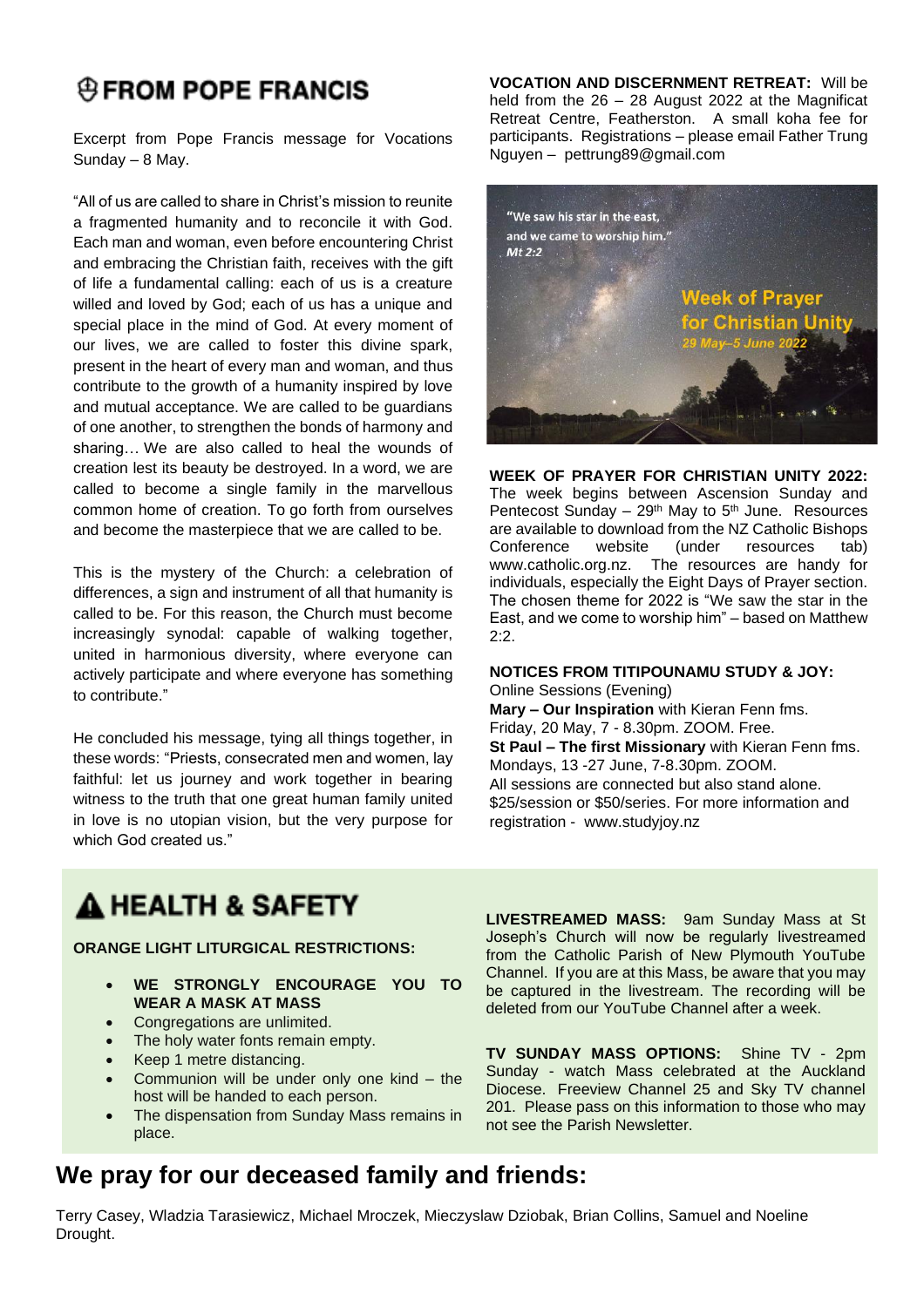## ⊕ FROM POPE FRANCIS

Excerpt from Pope Francis message for Vocations Sunday – 8 May.

"All of us are called to share in Christ's mission to reunite a fragmented humanity and to reconcile it with God. Each man and woman, even before encountering Christ and embracing the Christian faith, receives with the gift of life a fundamental calling: each of us is a creature willed and loved by God; each of us has a unique and special place in the mind of God. At every moment of our lives, we are called to foster this divine spark, present in the heart of every man and woman, and thus contribute to the growth of a humanity inspired by love and mutual acceptance. We are called to be guardians of one another, to strengthen the bonds of harmony and sharing… We are also called to heal the wounds of creation lest its beauty be destroyed. In a word, we are called to become a single family in the marvellous common home of creation. To go forth from ourselves and become the masterpiece that we are called to be.

This is the mystery of the Church: a celebration of differences, a sign and instrument of all that humanity is called to be. For this reason, the Church must become increasingly synodal: capable of walking together, united in harmonious diversity, where everyone can actively participate and where everyone has something to contribute."

He concluded his message, tying all things together, in these words: "Priests, consecrated men and women, lay faithful: let us journey and work together in bearing witness to the truth that one great human family united in love is no utopian vision, but the very purpose for which God created us."

**VOCATION AND DISCERNMENT RETREAT:** Will be held from the 26 – 28 August 2022 at the Magnificat Retreat Centre, Featherston. A small koha fee for participants. Registrations – please email Father Trung Nguyen – pettrung89@gmail.com

"We saw his star in the east, and we came to worship him." *Mt 2:2*

**Week of Prayer for Christian Unity**
*29 May–5 June 2022*

**WEEK OF PRAYER FOR CHRISTIAN UNITY 2022:** The week begins between Ascension Sunday and Pentecost Sunday – 29th May to 5th June. Resources are available to download from the NZ Catholic Bishops Conference website (under resources tab) www.catholic.org.nz. The resources are handy for individuals, especially the Eight Days of Prayer section. The chosen theme for 2022 is "We saw the star in the East, and we come to worship him" – based on Matthew 2:2.

**NOTICES FROM TITIPOUNAMU STUDY & JOY:**
Online Sessions (Evening)
**Mary – Our Inspiration** with Kieran Fenn fms.
Friday, 20 May, 7 - 8.30pm. ZOOM. Free.
**St Paul – The first Missionary** with Kieran Fenn fms.
Mondays, 13 -27 June, 7-8.30pm. ZOOM.
All sessions are connected but also stand alone.
$25/session or $50/series. For more information and registration - www.studyjoy.nz

## ⚠ HEALTH & SAFETY

**ORANGE LIGHT LITURGICAL RESTRICTIONS:**

- **WE STRONGLY ENCOURAGE YOU TO WEAR A MASK AT MASS**
- Congregations are unlimited.
- The holy water fonts remain empty.
- Keep 1 metre distancing.
- Communion will be under only one kind – the host will be handed to each person.
- The dispensation from Sunday Mass remains in place.

**LIVESTREAMED MASS:** 9am Sunday Mass at St Joseph's Church will now be regularly livestreamed from the Catholic Parish of New Plymouth YouTube Channel. If you are at this Mass, be aware that you may be captured in the livestream. The recording will be deleted from our YouTube Channel after a week.

**TV SUNDAY MASS OPTIONS:** Shine TV - 2pm Sunday - watch Mass celebrated at the Auckland Diocese. Freeview Channel 25 and Sky TV channel 201. Please pass on this information to those who may not see the Parish Newsletter.

## We pray for our deceased family and friends:

Terry Casey, Wladzia Tarasiewicz, Michael Mroczek, Mieczyslaw Dziobak, Brian Collins, Samuel and Noeline Drought.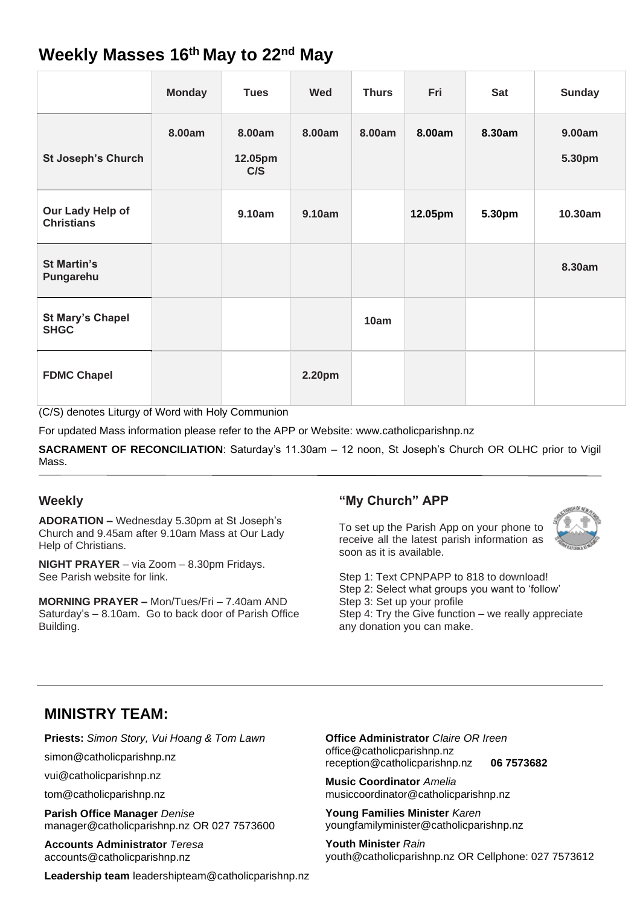## Weekly Masses 16th May to 22nd May

| | Monday | Tues | Wed | Thurs | Fri | Sat | Sunday |
|---|---|---|---|---|---|---|---|
| **St Joseph's Church** | **8.00am** | **8.00am**<br>**12.05pm C/S** | **8.00am** | **8.00am** | **8.00am** | **8.30am** | **9.00am**<br>**5.30pm** |
| **Our Lady Help of Christians** | | **9.10am** | **9.10am** | | **12.05pm** | **5.30pm** | **10.30am** |
| **St Martin's Pungarehu** | | | | | | | **8.30am** |
| **St Mary's Chapel SHGC** | | | | **10am** | | | |
| **FDMC Chapel** | | | **2.20pm** | | | | |

(C/S) denotes Liturgy of Word with Holy Communion

For updated Mass information please refer to the APP or Website: www.catholicparishnp.nz

**SACRAMENT OF RECONCILIATION**: Saturday's 11.30am – 12 noon, St Joseph's Church OR OLHC prior to Vigil Mass.

### Weekly

**ADORATION –** Wednesday 5.30pm at St Joseph's Church and 9.45am after 9.10am Mass at Our Lady Help of Christians.

**NIGHT PRAYER** – via Zoom – 8.30pm Fridays. See Parish website for link.

**MORNING PRAYER –** Mon/Tues/Fri – 7.40am AND Saturday's – 8.10am. Go to back door of Parish Office Building.

### "My Church" APP

To set up the Parish App on your phone to receive all the latest parish information as soon as it is available.

Step 1: Text CPNPAPP to 818 to download!
Step 2: Select what groups you want to 'follow'
Step 3: Set up your profile
Step 4: Try the Give function – we really appreciate any donation you can make.

## MINISTRY TEAM:

**Priests:** *Simon Story, Vui Hoang & Tom Lawn*

simon@catholicparishnp.nz

vui@catholicparishnp.nz

tom@catholicparishnp.nz

**Parish Office Manager** *Denise*
manager@catholicparishnp.nz OR 027 7573600

**Accounts Administrator** *Teresa*
accounts@catholicparishnp.nz

**Leadership team** leadershipteam@catholicparishnp.nz

**Office Administrator** *Claire OR Ireen*
office@catholicparishnp.nz
reception@catholicparishnp.nz **06 7573682**

**Music Coordinator** *Amelia*
musiccoordinator@catholicparishnp.nz

**Young Families Minister** *Karen*
youngfamilyminister@catholicparishnp.nz

**Youth Minister** *Rain*
youth@catholicparishnp.nz OR Cellphone: 027 7573612